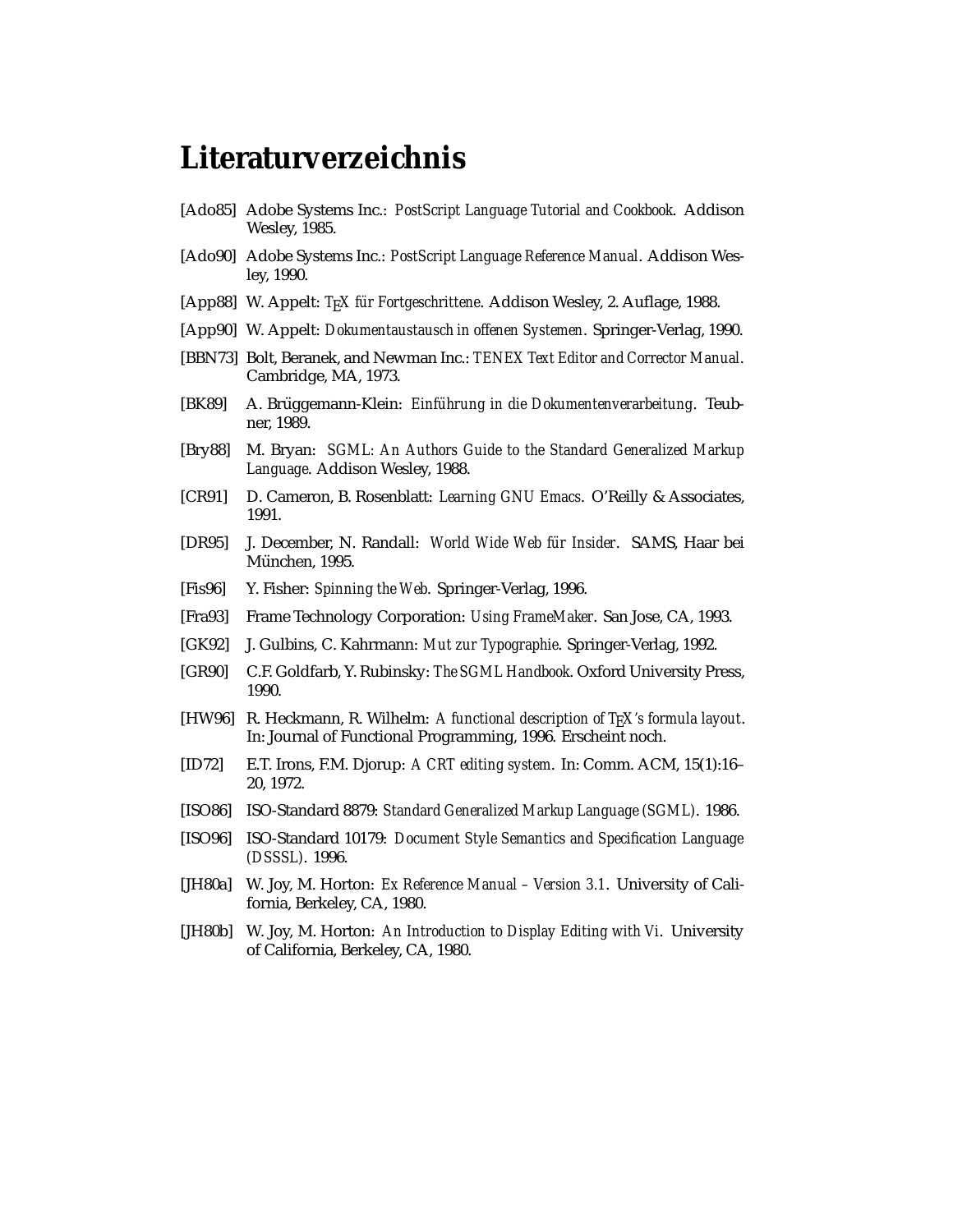# Literaturverzeichnis

[Ado85] Adobe Systems Inc.: *PostScript Language Tutorial and Cookbook*. Addison Wesley, 1985.

[Ado90] Adobe Systems Inc.: *PostScript Language Reference Manual*. Addison Wesley, 1990.

[App88] W. Appelt: *TEX für Fortgeschrittene*. Addison Wesley, 2. Auflage, 1988.

[App90] W. Appelt: *Dokumentaustausch in offenen Systemen*. Springer-Verlag, 1990.

[BBN73] Bolt, Beranek, and Newman Inc.: *TENEX Text Editor and Corrector Manual*. Cambridge, MA, 1973.

[BK89] A. Brüggemann-Klein: *Einführung in die Dokumentenverarbeitung*. Teubner, 1989.

[Bry88] M. Bryan: *SGML: An Authors Guide to the Standard Generalized Markup Language*. Addison Wesley, 1988.

[CR91] D. Cameron, B. Rosenblatt: *Learning GNU Emacs*. O'Reilly & Associates, 1991.

[DR95] J. December, N. Randall: *World Wide Web für Insider*. SAMS, Haar bei München, 1995.

[Fis96] Y. Fisher: *Spinning the Web*. Springer-Verlag, 1996.

[Fra93] Frame Technology Corporation: *Using FrameMaker*. San Jose, CA, 1993.

[GK92] J. Gulbins, C. Kahrmann: *Mut zur Typographie*. Springer-Verlag, 1992.

[GR90] C.F. Goldfarb, Y. Rubinsky: *The SGML Handbook*. Oxford University Press, 1990.

[HW96] R. Heckmann, R. Wilhelm: *A functional description of TEX's formula layout*. In: Journal of Functional Programming, 1996. Erscheint noch.

[ID72] E.T. Irons, F.M. Djorup: *A CRT editing system*. In: Comm. ACM, 15(1):16–20, 1972.

[ISO86] ISO-Standard 8879: *Standard Generalized Markup Language (SGML)*. 1986.

[ISO96] ISO-Standard 10179: *Document Style Semantics and Specification Language (DSSSL)*. 1996.

[JH80a] W. Joy, M. Horton: *Ex Reference Manual – Version 3.1*. University of California, Berkeley, CA, 1980.

[JH80b] W. Joy, M. Horton: *An Introduction to Display Editing with Vi*. University of California, Berkeley, CA, 1980.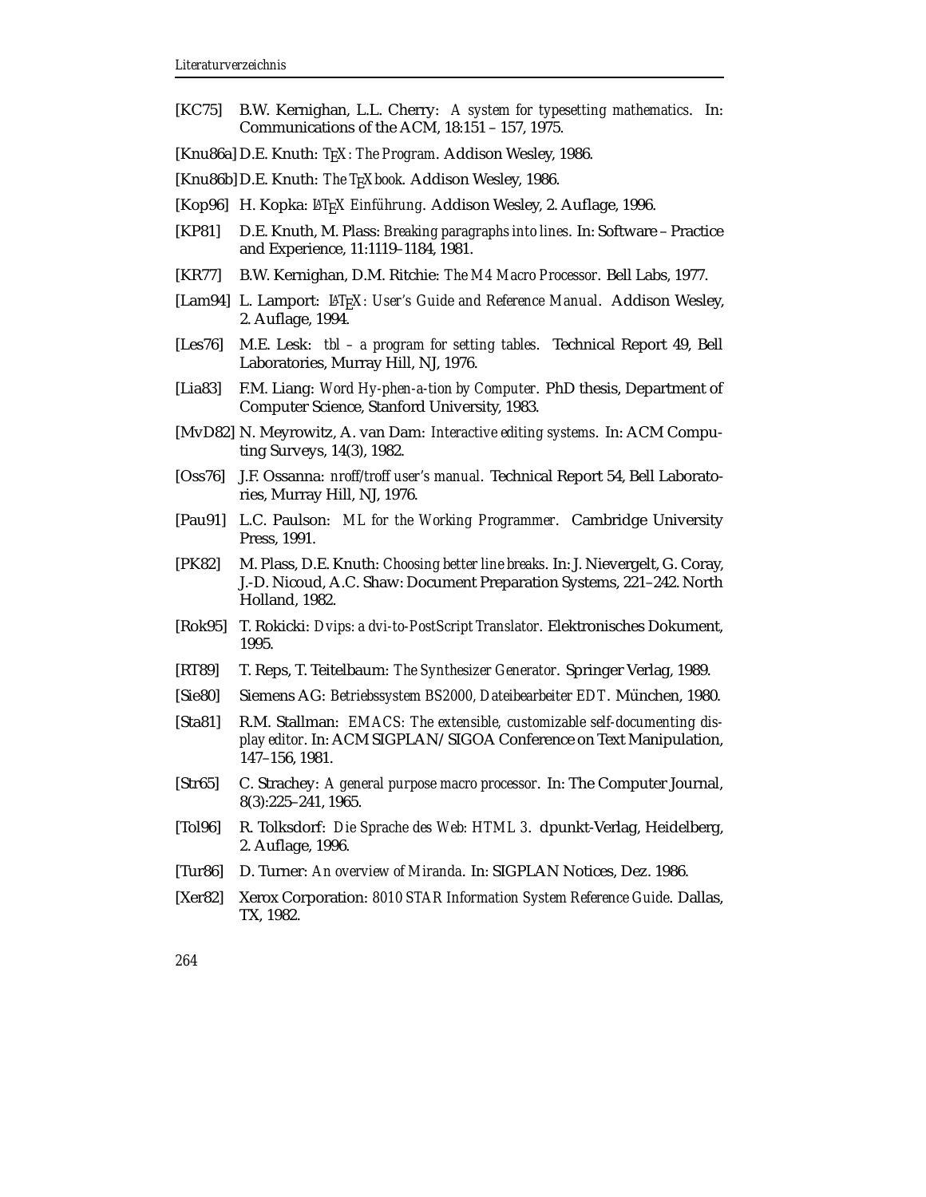[KC75] B.W. Kernighan, L.L. Cherry: *A system for typesetting mathematics*. In: Communications of the ACM, 18:151 – 157, 1975.

[Knu86a] D.E. Knuth: *TEX: The Program*. Addison Wesley, 1986.

[Knu86b] D.E. Knuth: *The TEXbook*. Addison Wesley, 1986.

[Kop96] H. Kopka: *LATEX Einführung*. Addison Wesley, 2. Auflage, 1996.

[KP81] D.E. Knuth, M. Plass: *Breaking paragraphs into lines*. In: Software – Practice and Experience, 11:1119–1184, 1981.

[KR77] B.W. Kernighan, D.M. Ritchie: *The M4 Macro Processor*. Bell Labs, 1977.

[Lam94] L. Lamport: *LATEX: User's Guide and Reference Manual*. Addison Wesley, 2. Auflage, 1994.

[Les76] M.E. Lesk: *tbl – a program for setting tables*. Technical Report 49, Bell Laboratories, Murray Hill, NJ, 1976.

[Lia83] F.M. Liang: *Word Hy-phen-a-tion by Computer*. PhD thesis, Department of Computer Science, Stanford University, 1983.

[MvD82] N. Meyrowitz, A. van Dam: *Interactive editing systems*. In: ACM Computing Surveys, 14(3), 1982.

[Oss76] J.F. Ossanna: *nroff/troff user's manual*. Technical Report 54, Bell Laboratories, Murray Hill, NJ, 1976.

[Pau91] L.C. Paulson: *ML for the Working Programmer*. Cambridge University Press, 1991.

[PK82] M. Plass, D.E. Knuth: *Choosing better line breaks*. In: J. Nievergelt, G. Coray, J.-D. Nicoud, A.C. Shaw: Document Preparation Systems, 221–242. North Holland, 1982.

[Rok95] T. Rokicki: *Dvips: a dvi-to-PostScript Translator*. Elektronisches Dokument, 1995.

[RT89] T. Reps, T. Teitelbaum: *The Synthesizer Generator*. Springer Verlag, 1989.

[Sie80] Siemens AG: *Betriebssystem BS2000, Dateibearbeiter EDT*. München, 1980.

[Sta81] R.M. Stallman: *EMACS: The extensible, customizable self-documenting display editor*. In: ACM SIGPLAN/SIGOA Conference on Text Manipulation, 147–156, 1981.

[Str65] C. Strachey: *A general purpose macro processor*. In: The Computer Journal, 8(3):225–241, 1965.

[Tol96] R. Tolksdorf: *Die Sprache des Web: HTML 3*. dpunkt-Verlag, Heidelberg, 2. Auflage, 1996.

[Tur86] D. Turner: *An overview of Miranda*. In: SIGPLAN Notices, Dez. 1986.

[Xer82] Xerox Corporation: *8010 STAR Information System Reference Guide*. Dallas, TX, 1982.